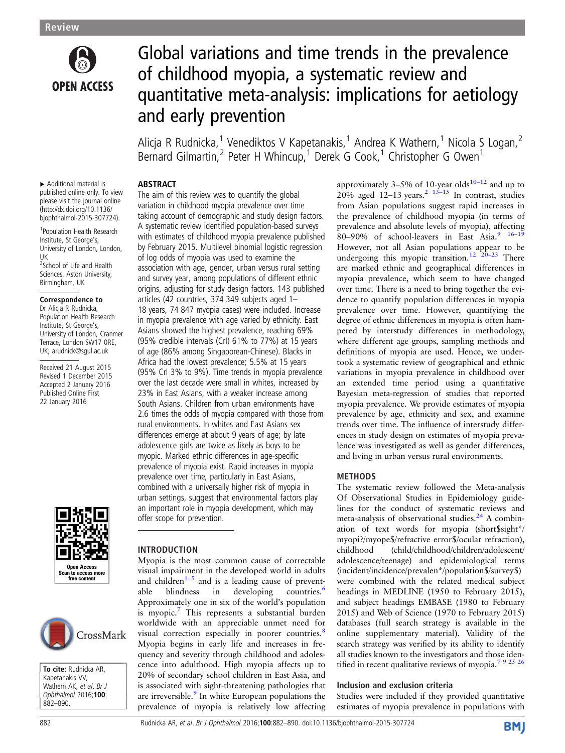# Global variations and time trends in the prevalence of childhood myopia, a systematic review and quantitative meta-analysis: implications for aetiology and early prevention

Alicja R Rudnicka,[1] Venediktos V Kapetanakis,[1] Andrea K Wathern,[1] Nicola S Logan,[2] Bernard Gilmartin,[2] Peter H Whincup,[1] Derek G Cook,[1] Christopher G Owen[1]

▸ Additional material is published online only. To view please visit the journal online (http://dx.doi.org/10.1136/bjophthalmol-2015-307724).

[1]Population Health Research Institute, St George's, University of London, London, UK
[2]School of Life and Health Sciences, Aston University, Birmingham, UK

**Correspondence to**
Dr Alicja R Rudnicka, Population Health Research Institute, St George's, University of London, Cranmer Terrace, London SW17 0RE, UK; arudnick@sgul.ac.uk

Received 21 August 2015
Revised 1 December 2015
Accepted 2 January 2016
Published Online First 22 January 2016

**To cite:** Rudnicka AR, Kapetanakis VV, Wathern AK, *et al*. *Br J Ophthalmol* 2016;**100**:882–890.

## ABSTRACT

The aim of this review was to quantify the global variation in childhood myopia prevalence over time taking account of demographic and study design factors. A systematic review identified population-based surveys with estimates of childhood myopia prevalence published by February 2015. Multilevel binomial logistic regression of log odds of myopia was used to examine the association with age, gender, urban versus rural setting and survey year, among populations of different ethnic origins, adjusting for study design factors. 143 published articles (42 countries, 374 349 subjects aged 1–18 years, 74 847 myopia cases) were included. Increase in myopia prevalence with age varied by ethnicity. East Asians showed the highest prevalence, reaching 69% (95% credible intervals (CrI) 61% to 77%) at 15 years of age (86% among Singaporean-Chinese). Blacks in Africa had the lowest prevalence; 5.5% at 15 years (95% CrI 3% to 9%). Time trends in myopia prevalence over the last decade were small in whites, increased by 23% in East Asians, with a weaker increase among South Asians. Children from urban environments have 2.6 times the odds of myopia compared with those from rural environments. In whites and East Asians sex differences emerge at about 9 years of age; by late adolescence girls are twice as likely as boys to be myopic. Marked ethnic differences in age-specific prevalence of myopia exist. Rapid increases in myopia prevalence over time, particularly in East Asians, combined with a universally higher risk of myopia in urban settings, suggest that environmental factors play an important role in myopia development, which may offer scope for prevention.

## INTRODUCTION

Myopia is the most common cause of correctable visual impairment in the developed world in adults and children[1–5] and is a leading cause of preventable blindness in developing countries.[6] Approximately one in six of the world's population is myopic.[7] This represents a substantial burden worldwide with an appreciable unmet need for visual correction especially in poorer countries.[8] Myopia begins in early life and increases in frequency and severity through childhood and adolescence into adulthood. High myopia affects up to 20% of secondary school children in East Asia, and is associated with sight-threatening pathologies that are irreversible.[9] In white European populations the prevalence of myopia is relatively low affecting approximately 3–5% of 10-year olds[10–12] and up to 20% aged 12–13 years.[2 13–15] In contrast, studies from Asian populations suggest rapid increases in the prevalence of childhood myopia (in terms of prevalence and absolute levels of myopia), affecting 80–90% of school-leavers in East Asia.[9 16–19] However, not all Asian populations appear to be undergoing this myopic transition.[12 20–23] There are marked ethnic and geographical differences in myopia prevalence, which seem to have changed over time. There is a need to bring together the evidence to quantify population differences in myopia prevalence over time. However, quantifying the degree of ethnic differences in myopia is often hampered by interstudy differences in methodology, where different age groups, sampling methods and definitions of myopia are used. Hence, we undertook a systematic review of geographical and ethnic variations in myopia prevalence in childhood over an extended time period using a quantitative Bayesian meta-regression of studies that reported myopia prevalence. We provide estimates of myopia prevalence by age, ethnicity and sex, and examine trends over time. The influence of interstudy differences in study design on estimates of myopia prevalence was investigated as well as gender differences, and living in urban versus rural environments.

## METHODS

The systematic review followed the Meta-analysis Of Observational Studies in Epidemiology guidelines for the conduct of systematic reviews and meta-analysis of observational studies.[24] A combination of text words for myopia (short$sight*/myopi?/myope$/refractive error$/ocular refraction), childhood (child/childhood/children/adolescent/adolescence/teenage) and epidemiological terms (incident/incidence/prevalen*/population$/survey$) were combined with the related medical subject headings in MEDLINE (1950 to February 2015), and subject headings EMBASE (1980 to February 2015) and Web of Science (1970 to February 2015) databases (full search strategy is available in the online supplementary material). Validity of the search strategy was verified by its ability to identify all studies known to the investigators and those identified in recent qualitative reviews of myopia.[7 9 25 26]

### Inclusion and exclusion criteria

Studies were included if they provided quantitative estimates of myopia prevalence in populations with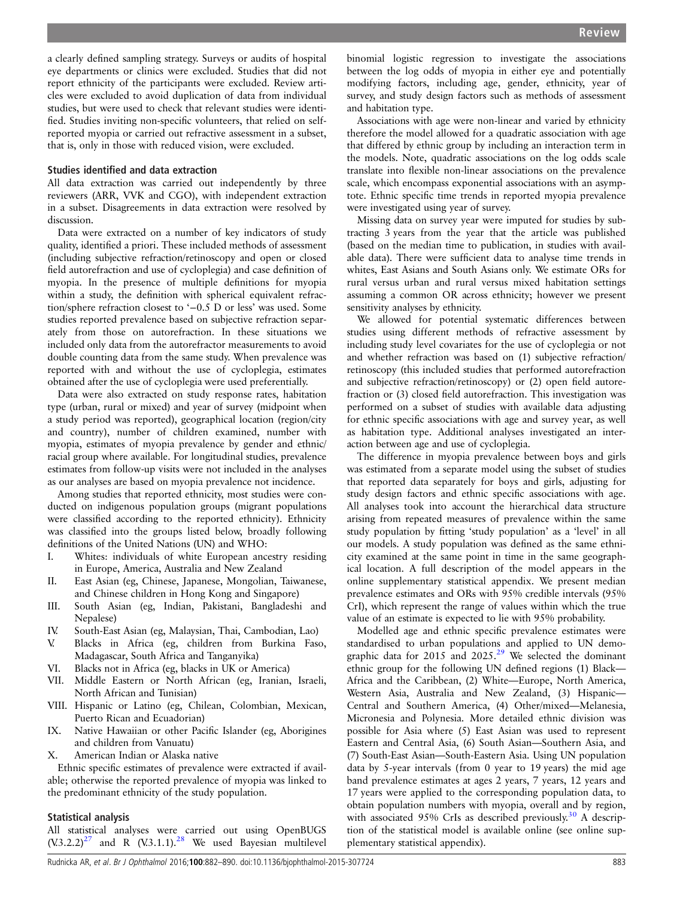a clearly defined sampling strategy. Surveys or audits of hospital eye departments or clinics were excluded. Studies that did not report ethnicity of the participants were excluded. Review articles were excluded to avoid duplication of data from individual studies, but were used to check that relevant studies were identified. Studies inviting non-specific volunteers, that relied on self-reported myopia or carried out refractive assessment in a subset, that is, only in those with reduced vision, were excluded.

### Studies identified and data extraction

All data extraction was carried out independently by three reviewers (ARR, VVK and CGO), with independent extraction in a subset. Disagreements in data extraction were resolved by discussion.

Data were extracted on a number of key indicators of study quality, identified a priori. These included methods of assessment (including subjective refraction/retinoscopy and open or closed field autorefraction and use of cycloplegia) and case definition of myopia. In the presence of multiple definitions for myopia within a study, the definition with spherical equivalent refraction/sphere refraction closest to '−0.5 D or less' was used. Some studies reported prevalence based on subjective refraction separately from those on autorefraction. In these situations we included only data from the autorefractor measurements to avoid double counting data from the same study. When prevalence was reported with and without the use of cycloplegia, estimates obtained after the use of cycloplegia were used preferentially.

Data were also extracted on study response rates, habitation type (urban, rural or mixed) and year of survey (midpoint when a study period was reported), geographical location (region/city and country), number of children examined, number with myopia, estimates of myopia prevalence by gender and ethnic/racial group where available. For longitudinal studies, prevalence estimates from follow-up visits were not included in the analyses as our analyses are based on myopia prevalence not incidence.

Among studies that reported ethnicity, most studies were conducted on indigenous population groups (migrant populations were classified according to the reported ethnicity). Ethnicity was classified into the groups listed below, broadly following definitions of the United Nations (UN) and WHO:

I. Whites: individuals of white European ancestry residing in Europe, America, Australia and New Zealand
II. East Asian (eg, Chinese, Japanese, Mongolian, Taiwanese, and Chinese children in Hong Kong and Singapore)
III. South Asian (eg, Indian, Pakistani, Bangladeshi and Nepalese)
IV. South-East Asian (eg, Malaysian, Thai, Cambodian, Lao)
V. Blacks in Africa (eg, children from Burkina Faso, Madagascar, South Africa and Tanganyika)
VI. Blacks not in Africa (eg, blacks in UK or America)
VII. Middle Eastern or North African (eg, Iranian, Israeli, North African and Tunisian)
VIII. Hispanic or Latino (eg, Chilean, Colombian, Mexican, Puerto Rican and Ecuadorian)
IX. Native Hawaiian or other Pacific Islander (eg, Aborigines and children from Vanuatu)
X. American Indian or Alaska native

Ethnic specific estimates of prevalence were extracted if available; otherwise the reported prevalence of myopia was linked to the predominant ethnicity of the study population.

### Statistical analysis

All statistical analyses were carried out using OpenBUGS (V.3.2.2)[27] and R (V.3.1.1).[28] We used Bayesian multilevel binomial logistic regression to investigate the associations between the log odds of myopia in either eye and potentially modifying factors, including age, gender, ethnicity, year of survey, and study design factors such as methods of assessment and habitation type.

Associations with age were non-linear and varied by ethnicity therefore the model allowed for a quadratic association with age that differed by ethnic group by including an interaction term in the models. Note, quadratic associations on the log odds scale translate into flexible non-linear associations on the prevalence scale, which encompass exponential associations with an asymptote. Ethnic specific time trends in reported myopia prevalence were investigated using year of survey.

Missing data on survey year were imputed for studies by subtracting 3 years from the year that the article was published (based on the median time to publication, in studies with available data). There were sufficient data to analyse time trends in whites, East Asians and South Asians only. We estimate ORs for rural versus urban and rural versus mixed habitation settings assuming a common OR across ethnicity; however we present sensitivity analyses by ethnicity.

We allowed for potential systematic differences between studies using different methods of refractive assessment by including study level covariates for the use of cycloplegia or not and whether refraction was based on (1) subjective refraction/retinoscopy (this included studies that performed autorefraction and subjective refraction/retinoscopy) or (2) open field autorefraction or (3) closed field autorefraction. This investigation was performed on a subset of studies with available data adjusting for ethnic specific associations with age and survey year, as well as habitation type. Additional analyses investigated an interaction between age and use of cycloplegia.

The difference in myopia prevalence between boys and girls was estimated from a separate model using the subset of studies that reported data separately for boys and girls, adjusting for study design factors and ethnic specific associations with age. All analyses took into account the hierarchical data structure arising from repeated measures of prevalence within the same study population by fitting 'study population' as a 'level' in all our models. A study population was defined as the same ethnicity examined at the same point in time in the same geographical location. A full description of the model appears in the online supplementary statistical appendix. We present median prevalence estimates and ORs with 95% credible intervals (95% CrI), which represent the range of values within which the true value of an estimate is expected to lie with 95% probability.

Modelled age and ethnic specific prevalence estimates were standardised to urban populations and applied to UN demographic data for 2015 and 2025.[29] We selected the dominant ethnic group for the following UN defined regions (1) Black—Africa and the Caribbean, (2) White—Europe, North America, Western Asia, Australia and New Zealand, (3) Hispanic—Central and Southern America, (4) Other/mixed—Melanesia, Micronesia and Polynesia. More detailed ethnic division was possible for Asia where (5) East Asian was used to represent Eastern and Central Asia, (6) South Asian—Southern Asia, and (7) South-East Asian—South-Eastern Asia. Using UN population data by 5-year intervals (from 0 year to 19 years) the mid age band prevalence estimates at ages 2 years, 7 years, 12 years and 17 years were applied to the corresponding population data, to obtain population numbers with myopia, overall and by region, with associated 95% CrIs as described previously.[30] A description of the statistical model is available online (see online supplementary statistical appendix).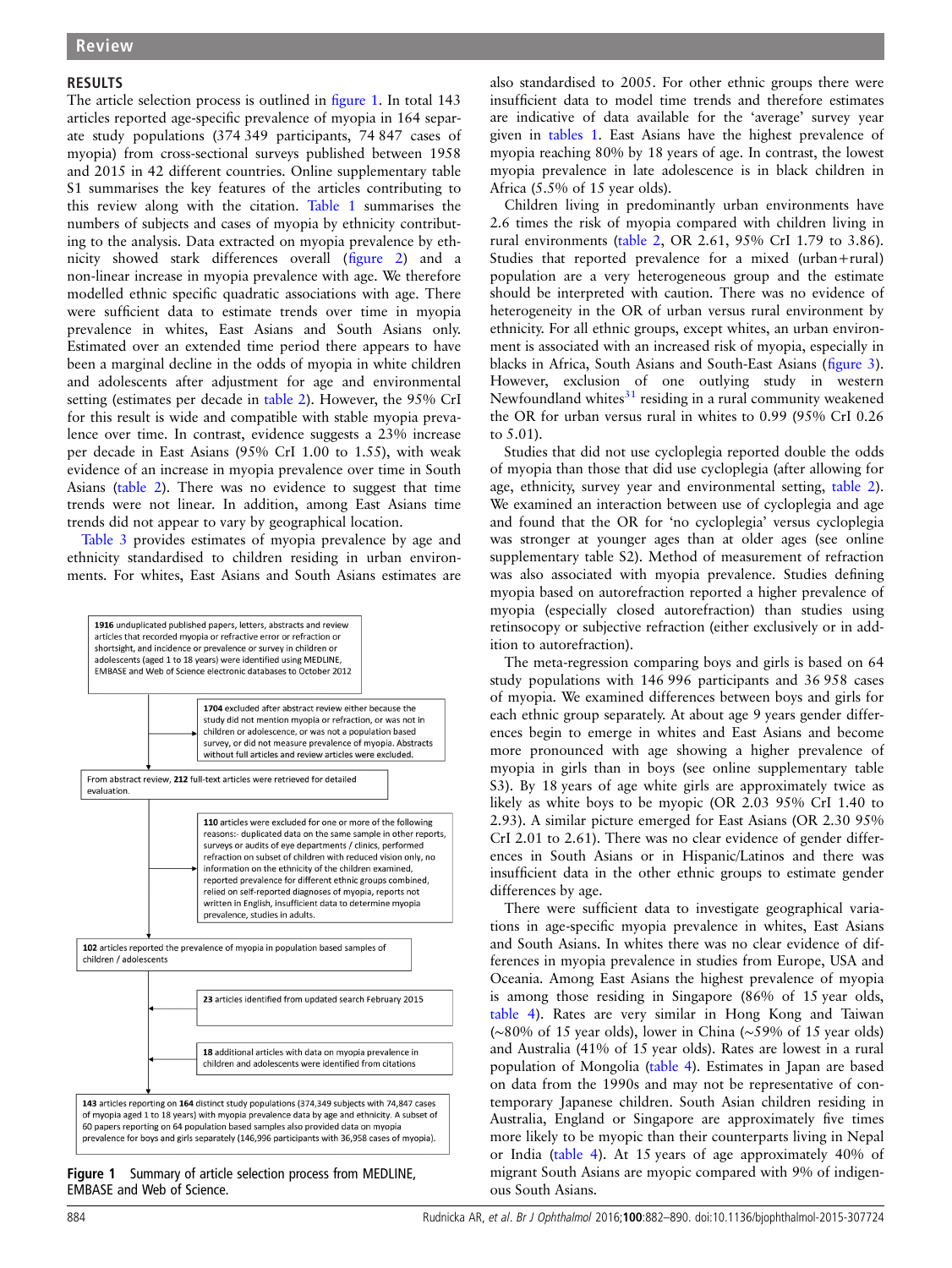## RESULTS

The article selection process is outlined in figure 1. In total 143 articles reported age-specific prevalence of myopia in 164 separate study populations (374 349 participants, 74 847 cases of myopia) from cross-sectional surveys published between 1958 and 2015 in 42 different countries. Online supplementary table S1 summarises the key features of the articles contributing to this review along with the citation. Table 1 summarises the numbers of subjects and cases of myopia by ethnicity contributing to the analysis. Data extracted on myopia prevalence by ethnicity showed stark differences overall (figure 2) and a non-linear increase in myopia prevalence with age. We therefore modelled ethnic specific quadratic associations with age. There were sufficient data to estimate trends over time in myopia prevalence in whites, East Asians and South Asians only. Estimated over an extended time period there appears to have been a marginal decline in the odds of myopia in white children and adolescents after adjustment for age and environmental setting (estimates per decade in table 2). However, the 95% CrI for this result is wide and compatible with stable myopia prevalence over time. In contrast, evidence suggests a 23% increase per decade in East Asians (95% CrI 1.00 to 1.55), with weak evidence of an increase in myopia prevalence over time in South Asians (table 2). There was no evidence to suggest that time trends were not linear. In addition, among East Asians time trends did not appear to vary by geographical location.

Table 3 provides estimates of myopia prevalence by age and ethnicity standardised to children residing in urban environments. For whites, East Asians and South Asians estimates are also standardised to 2005. For other ethnic groups there were insufficient data to model time trends and therefore estimates are indicative of data available for the 'average' survey year given in tables 1. East Asians have the highest prevalence of myopia reaching 80% by 18 years of age. In contrast, the lowest myopia prevalence in late adolescence is in black children in Africa (5.5% of 15 year olds).

Children living in predominantly urban environments have 2.6 times the risk of myopia compared with children living in rural environments (table 2, OR 2.61, 95% CrI 1.79 to 3.86). Studies that reported prevalence for a mixed (urban+rural) population are a very heterogeneous group and the estimate should be interpreted with caution. There was no evidence of heterogeneity in the OR of urban versus rural environment by ethnicity. For all ethnic groups, except whites, an urban environment is associated with an increased risk of myopia, especially in blacks in Africa, South Asians and South-East Asians (figure 3). However, exclusion of one outlying study in western Newfoundland whites[31] residing in a rural community weakened the OR for urban versus rural in whites to 0.99 (95% CrI 0.26 to 5.01).

Studies that did not use cycloplegia reported double the odds of myopia than those that did use cycloplegia (after allowing for age, ethnicity, survey year and environmental setting, table 2). We examined an interaction between use of cycloplegia and age and found that the OR for 'no cycloplegia' versus cycloplegia was stronger at younger ages than at older ages (see online supplementary table S2). Method of measurement of refraction was also associated with myopia prevalence. Studies defining myopia based on autorefraction reported a higher prevalence of myopia (especially closed autorefraction) than studies using retinsocopy or subjective refraction (either exclusively or in addition to autorefraction).

The meta-regression comparing boys and girls is based on 64 study populations with 146 996 participants and 36 958 cases of myopia. We examined differences between boys and girls for each ethnic group separately. At about age 9 years gender differences begin to emerge in whites and East Asians and become more pronounced with age showing a higher prevalence of myopia in girls than in boys (see online supplementary table S3). By 18 years of age white girls are approximately twice as likely as white boys to be myopic (OR 2.03 95% CrI 1.40 to 2.93). A similar picture emerged for East Asians (OR 2.30 95% CrI 2.01 to 2.61). There was no clear evidence of gender differences in South Asians or in Hispanic/Latinos and there was insufficient data in the other ethnic groups to estimate gender differences by age.

There were sufficient data to investigate geographical variations in age-specific myopia prevalence in whites, East Asians and South Asians. In whites there was no clear evidence of differences in myopia prevalence in studies from Europe, USA and Oceania. Among East Asians the highest prevalence of myopia is among those residing in Singapore (86% of 15 year olds, table 4). Rates are very similar in Hong Kong and Taiwan (~80% of 15 year olds), lower in China (~59% of 15 year olds) and Australia (41% of 15 year olds). Rates are lowest in a rural population of Mongolia (table 4). Estimates in Japan are based on data from the 1990s and may not be representative of contemporary Japanese children. South Asian children residing in Australia, England or Singapore are approximately five times more likely to be myopic than their counterparts living in Nepal or India (table 4). At 15 years of age approximately 40% of migrant South Asians are myopic compared with 9% of indigenous South Asians.

**1916** unduplicated published papers, letters, abstracts and review articles that recorded myopia or refractive error or refraction or shortsight, and incidence or prevalence or survey in children or adolescents (aged 1 to 18 years) were identified using MEDLINE, EMBASE and Web of Science electronic databases to October 2012

**1704** excluded after abstract review either because the study did not mention myopia or refraction, or was not in children or adolescence, or was not a population based survey, or did not measure prevalence of myopia. Abstracts without full articles and review articles were excluded.

From abstract review, **212** full-text articles were retrieved for detailed evaluation.

**110** articles were excluded for one or more of the following reasons:- duplicated data on the same sample in other reports, surveys or audits of eye departments / clinics, performed refraction on subset of children with reduced vision only, no information on the ethnicity of the children examined, reported prevalence for different ethnic groups combined, relied on self-reported diagnoses of myopia, reports not written in English, insufficient data to determine myopia prevalence, studies in adults.

**102** articles reported the prevalence of myopia in population based samples of children / adolescents

**23** articles identified from updated search February 2015

**18** additional articles with data on myopia prevalence in children and adolescents were identified from citations

**143** articles reporting on **164** distinct study populations (374,349 subjects with 74,847 cases of myopia aged 1 to 18 years) with myopia prevalence data by age and ethnicity. A subset of 60 papers reporting on 64 population based samples also provided data on myopia prevalence for boys and girls separately (146,996 participants with 36,958 cases of myopia).

**Figure 1** Summary of article selection process from MEDLINE, EMBASE and Web of Science.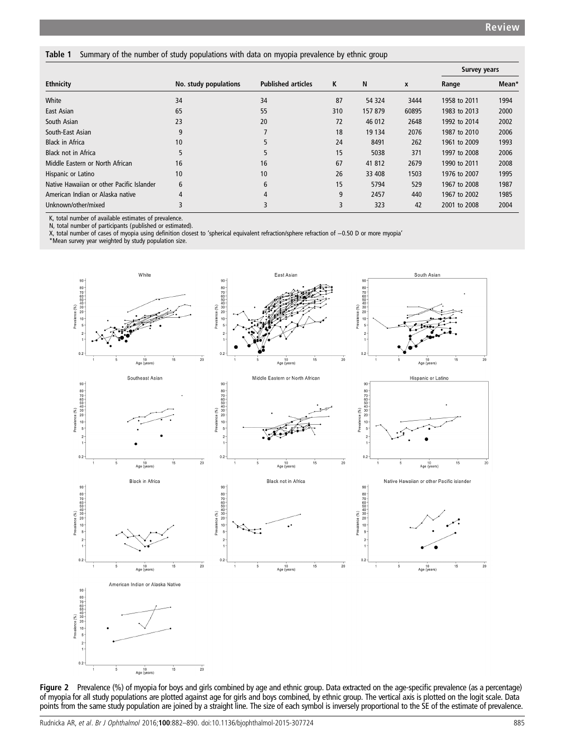**Table 1** Summary of the number of study populations with data on myopia prevalence by ethnic group

| Ethnicity | No. study populations | Published articles | K | N | x | Survey years Range | Survey years Mean* |
|---|---|---|---|---|---|---|---|
| White | 34 | 34 | 87 | 54 324 | 3444 | 1958 to 2011 | 1994 |
| East Asian | 65 | 55 | 310 | 157 879 | 60895 | 1983 to 2013 | 2000 |
| South Asian | 23 | 20 | 72 | 46 012 | 2648 | 1992 to 2014 | 2002 |
| South-East Asian | 9 | 7 | 18 | 19 134 | 2076 | 1987 to 2010 | 2006 |
| Black in Africa | 10 | 5 | 24 | 8491 | 262 | 1961 to 2009 | 1993 |
| Black not in Africa | 5 | 5 | 15 | 5038 | 371 | 1997 to 2008 | 2006 |
| Middle Eastern or North African | 16 | 16 | 67 | 41 812 | 2679 | 1990 to 2011 | 2008 |
| Hispanic or Latino | 10 | 10 | 26 | 33 408 | 1503 | 1976 to 2007 | 1995 |
| Native Hawaiian or other Pacific Islander | 6 | 6 | 15 | 5794 | 529 | 1967 to 2008 | 1987 |
| American Indian or Alaska native | 4 | 4 | 9 | 2457 | 440 | 1967 to 2002 | 1985 |
| Unknown/other/mixed | 3 | 3 | 3 | 323 | 42 | 2001 to 2008 | 2004 |

K, total number of available estimates of prevalence.
N, total number of participants (published or estimated).
X, total number of cases of myopia using definition closest to 'spherical equivalent refraction/sphere refraction of −0.50 D or more myopia'
*Mean survey year weighted by study population size.

**Figure 2** Prevalence (%) of myopia for boys and girls combined by age and ethnic group. Data extracted on the age-specific prevalence (as a percentage) of myopia for all study populations are plotted against age for girls and boys combined, by ethnic group. The vertical axis is plotted on the logit scale. Data points from the same study population are joined by a straight line. The size of each symbol is inversely proportional to the SE of the estimate of prevalence.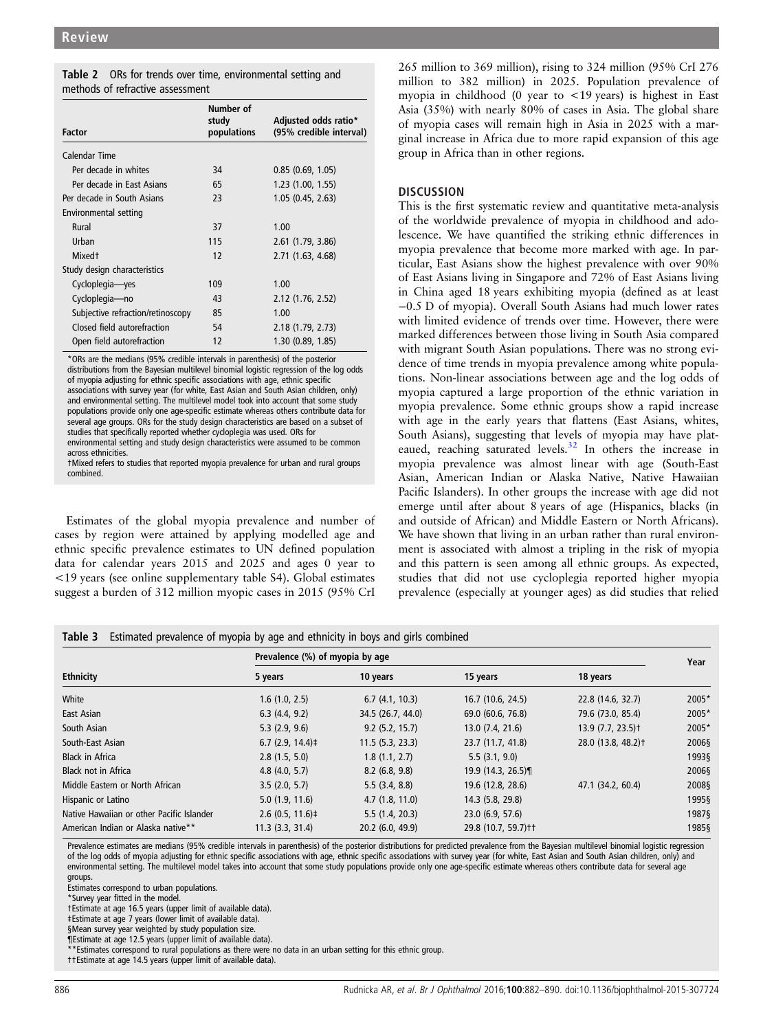**Table 2** ORs for trends over time, environmental setting and methods of refractive assessment

| Factor | Number of study populations | Adjusted odds ratio* (95% credible interval) |
|---|---|---|
| Calendar Time | | |
| Per decade in whites | 34 | 0.85 (0.69, 1.05) |
| Per decade in East Asians | 65 | 1.23 (1.00, 1.55) |
| Per decade in South Asians | 23 | 1.05 (0.45, 2.63) |
| Environmental setting | | |
| Rural | 37 | 1.00 |
| Urban | 115 | 2.61 (1.79, 3.86) |
| Mixed† | 12 | 2.71 (1.63, 4.68) |
| Study design characteristics | | |
| Cycloplegia—yes | 109 | 1.00 |
| Cycloplegia—no | 43 | 2.12 (1.76, 2.52) |
| Subjective refraction/retinoscopy | 85 | 1.00 |
| Closed field autorefraction | 54 | 2.18 (1.79, 2.73) |
| Open field autorefraction | 12 | 1.30 (0.89, 1.85) |

*ORs are the medians (95% credible intervals in parenthesis) of the posterior distributions from the Bayesian multilevel binomial logistic regression of the log odds of myopia adjusting for ethnic specific associations with age, ethnic specific associations with survey year (for white, East Asian and South Asian children, only) and environmental setting. The multilevel model took into account that some study populations provide only one age-specific estimate whereas others contribute data for several age groups. ORs for the study design characteristics are based on a subset of studies that specifically reported whether cycloplegia was used. ORs for environmental setting and study design characteristics were assumed to be common across ethnicities.
†Mixed refers to studies that reported myopia prevalence for urban and rural groups combined.

Estimates of the global myopia prevalence and number of cases by region were attained by applying modelled age and ethnic specific prevalence estimates to UN defined population data for calendar years 2015 and 2025 and ages 0 year to <19 years (see online supplementary table S4). Global estimates suggest a burden of 312 million myopic cases in 2015 (95% CrI 265 million to 369 million), rising to 324 million (95% CrI 276 million to 382 million) in 2025. Population prevalence of myopia in childhood (0 year to <19 years) is highest in East Asia (35%) with nearly 80% of cases in Asia. The global share of myopia cases will remain high in Asia in 2025 with a marginal increase in Africa due to more rapid expansion of this age group in Africa than in other regions.

## DISCUSSION

This is the first systematic review and quantitative meta-analysis of the worldwide prevalence of myopia in childhood and adolescence. We have quantified the striking ethnic differences in myopia prevalence that become more marked with age. In particular, East Asians show the highest prevalence with over 90% of East Asians living in Singapore and 72% of East Asians living in China aged 18 years exhibiting myopia (defined as at least −0.5 D of myopia). Overall South Asians had much lower rates with limited evidence of trends over time. However, there were marked differences between those living in South Asia compared with migrant South Asian populations. There was no strong evidence of time trends in myopia prevalence among white populations. Non-linear associations between age and the log odds of myopia captured a large proportion of the ethnic variation in myopia prevalence. Some ethnic groups show a rapid increase with age in the early years that flattens (East Asians, whites, South Asians), suggesting that levels of myopia may have plateaued, reaching saturated levels.[32] In others the increase in myopia prevalence was almost linear with age (South-East Asian, American Indian or Alaska Native, Native Hawaiian Pacific Islanders). In other groups the increase with age did not emerge until after about 8 years of age (Hispanics, blacks (in and outside of African) and Middle Eastern or North Africans). We have shown that living in an urban rather than rural environment is associated with almost a tripling in the risk of myopia and this pattern is seen among all ethnic groups. As expected, studies that did not use cycloplegia reported higher myopia prevalence (especially at younger ages) as did studies that relied

**Table 3** Estimated prevalence of myopia by age and ethnicity in boys and girls combined

| Ethnicity | Prevalence (%) of myopia by age | | | | Year |
|---|---|---|---|---|---|
| | 5 years | 10 years | 15 years | 18 years | |
| White | 1.6 (1.0, 2.5) | 6.7 (4.1, 10.3) | 16.7 (10.6, 24.5) | 22.8 (14.6, 32.7) | 2005* |
| East Asian | 6.3 (4.4, 9.2) | 34.5 (26.7, 44.0) | 69.0 (60.6, 76.8) | 79.6 (73.0, 85.4) | 2005* |
| South Asian | 5.3 (2.9, 9.6) | 9.2 (5.2, 15.7) | 13.0 (7.4, 21.6) | 13.9 (7.7, 23.5)† | 2005* |
| South-East Asian | 6.7 (2.9, 14.4)‡ | 11.5 (5.3, 23.3) | 23.7 (11.7, 41.8) | 28.0 (13.8, 48.2)† | 2006§ |
| Black in Africa | 2.8 (1.5, 5.0) | 1.8 (1.1, 2.7) | 5.5 (3.1, 9.0) | | 1993§ |
| Black not in Africa | 4.8 (4.0, 5.7) | 8.2 (6.8, 9.8) | 19.9 (14.3, 26.5)¶ | | 2006§ |
| Middle Eastern or North African | 3.5 (2.0, 5.7) | 5.5 (3.4, 8.8) | 19.6 (12.8, 28.6) | 47.1 (34.2, 60.4) | 2008§ |
| Hispanic or Latino | 5.0 (1.9, 11.6) | 4.7 (1.8, 11.0) | 14.3 (5.8, 29.8) | | 1995§ |
| Native Hawaiian or other Pacific Islander | 2.6 (0.5, 11.6)‡ | 5.5 (1.4, 20.3) | 23.0 (6.9, 57.6) | | 1987§ |
| American Indian or Alaska native** | 11.3 (3.3, 31.4) | 20.2 (6.0, 49.9) | 29.8 (10.7, 59.7)†† | | 1985§ |

Prevalence estimates are medians (95% credible intervals in parenthesis) of the posterior distributions for predicted prevalence from the Bayesian multilevel binomial logistic regression of the log odds of myopia adjusting for ethnic specific associations with age, ethnic specific associations with survey year (for white, East Asian and South Asian children, only) and environmental setting. The multilevel model takes into account that some study populations provide only one age-specific estimate whereas others contribute data for several age groups.
Estimates correspond to urban populations.
*Survey year fitted in the model.
†Estimate at age 16.5 years (upper limit of available data).
‡Estimate at age 7 years (lower limit of available data).
§Mean survey year weighted by study population size.
¶Estimate at age 12.5 years (upper limit of available data).
**Estimates correspond to rural populations as there were no data in an urban setting for this ethnic group.
††Estimate at age 14.5 years (upper limit of available data).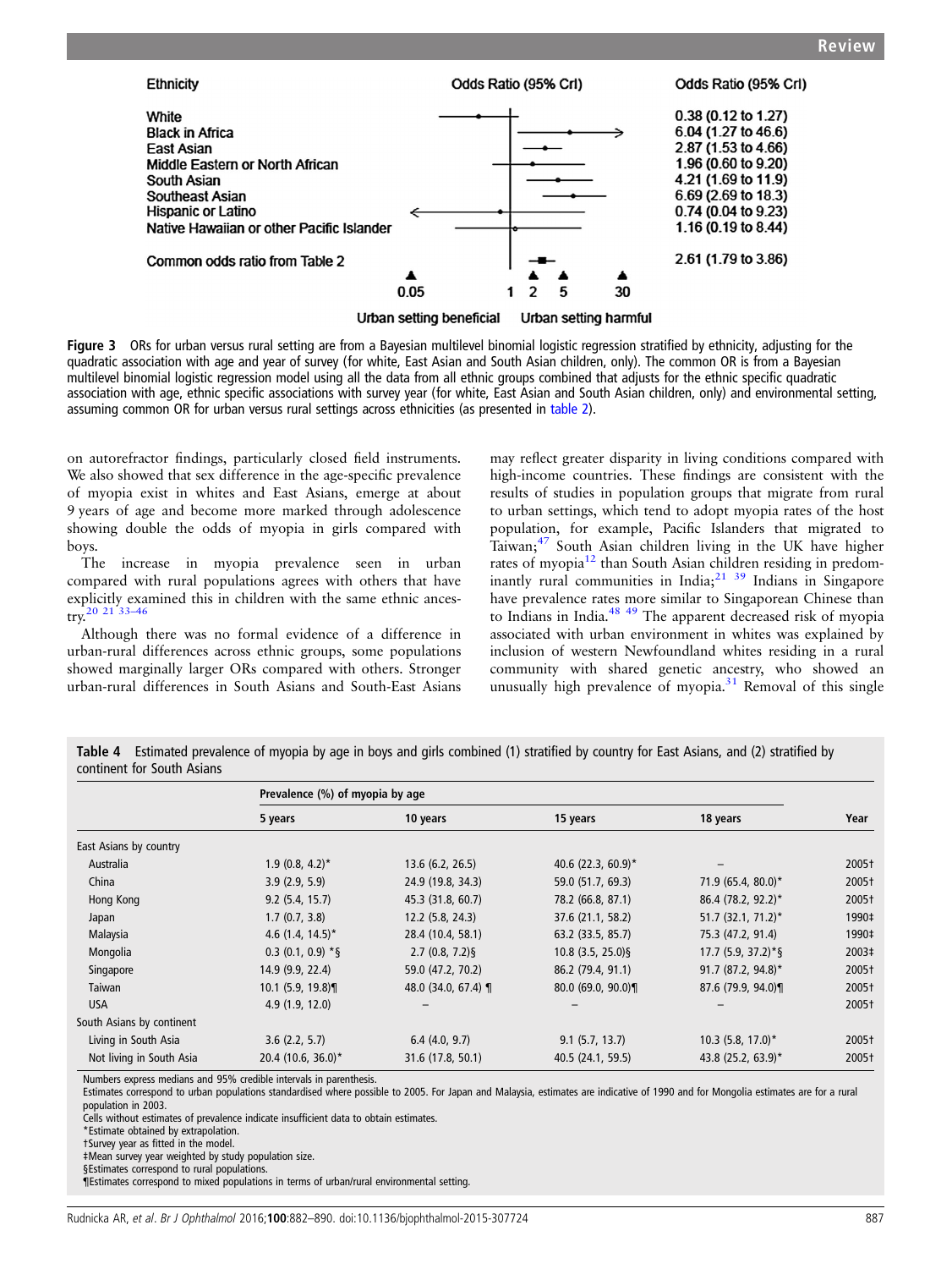| Ethnicity | Odds Ratio (95% CrI) |
|---|---|
| White | 0.38 (0.12 to 1.27) |
| Black in Africa | 6.04 (1.27 to 46.6) |
| East Asian | 2.87 (1.53 to 4.66) |
| Middle Eastern or North African | 1.96 (0.60 to 9.20) |
| South Asian | 4.21 (1.69 to 11.9) |
| Southeast Asian | 6.69 (2.69 to 18.3) |
| Hispanic or Latino | 0.74 (0.04 to 9.23) |
| Native Hawaiian or other Pacific Islander | 1.16 (0.19 to 8.44) |
| Common odds ratio from Table 2 | 2.61 (1.79 to 3.86) |

Urban setting beneficial — Urban setting harmful

**Figure 3** ORs for urban versus rural setting are from a Bayesian multilevel binomial logistic regression stratified by ethnicity, adjusting for the quadratic association with age and year of survey (for white, East Asian and South Asian children, only). The common OR is from a Bayesian multilevel binomial logistic regression model using all the data from all ethnic groups combined that adjusts for the ethnic specific quadratic association with age, ethnic specific associations with survey year (for white, East Asian and South Asian children, only) and environmental setting, assuming common OR for urban versus rural settings across ethnicities (as presented in table 2).

on autorefractor findings, particularly closed field instruments. We also showed that sex difference in the age-specific prevalence of myopia exist in whites and East Asians, emerge at about 9 years of age and become more marked through adolescence showing double the odds of myopia in girls compared with boys.

The increase in myopia prevalence seen in urban compared with rural populations agrees with others that have explicitly examined this in children with the same ethnic ancestry.[20 21 33–46]

Although there was no formal evidence of a difference in urban-rural differences across ethnic groups, some populations showed marginally larger ORs compared with others. Stronger urban-rural differences in South Asians and South-East Asians may reflect greater disparity in living conditions compared with high-income countries. These findings are consistent with the results of studies in population groups that migrate from rural to urban settings, which tend to adopt myopia rates of the host population, for example, Pacific Islanders that migrated to Taiwan;[47] South Asian children living in the UK have higher rates of myopia[12] than South Asian children residing in predominantly rural communities in India;[21 39] Indians in Singapore have prevalence rates more similar to Singaporean Chinese than to Indians in India.[48 49] The apparent decreased risk of myopia associated with urban environment in whites was explained by inclusion of western Newfoundland whites residing in a rural community with shared genetic ancestry, who showed an unusually high prevalence of myopia.[31] Removal of this single

**Table 4** Estimated prevalence of myopia by age in boys and girls combined (1) stratified by country for East Asians, and (2) stratified by continent for South Asians

| | Prevalence (%) of myopia by age | | | | |
|---|---|---|---|---|---|
| | 5 years | 10 years | 15 years | 18 years | Year |
| East Asians by country | | | | | |
| Australia | 1.9 (0.8, 4.2)* | 13.6 (6.2, 26.5) | 40.6 (22.3, 60.9)* | – | 2005† |
| China | 3.9 (2.9, 5.9) | 24.9 (19.8, 34.3) | 59.0 (51.7, 69.3) | 71.9 (65.4, 80.0)* | 2005† |
| Hong Kong | 9.2 (5.4, 15.7) | 45.3 (31.8, 60.7) | 78.2 (66.8, 87.1) | 86.4 (78.2, 92.2)* | 2005† |
| Japan | 1.7 (0.7, 3.8) | 12.2 (5.8, 24.3) | 37.6 (21.1, 58.2) | 51.7 (32.1, 71.2)* | 1990‡ |
| Malaysia | 4.6 (1.4, 14.5)* | 28.4 (10.4, 58.1) | 63.2 (33.5, 85.7) | 75.3 (47.2, 91.4) | 1990‡ |
| Mongolia | 0.3 (0.1, 0.9) *§ | 2.7 (0.8, 7.2)§ | 10.8 (3.5, 25.0)§ | 17.7 (5.9, 37.2)*§ | 2003‡ |
| Singapore | 14.9 (9.9, 22.4) | 59.0 (47.2, 70.2) | 86.2 (79.4, 91.1) | 91.7 (87.2, 94.8)* | 2005† |
| Taiwan | 10.1 (5.9, 19.8)¶ | 48.0 (34.0, 67.4) ¶ | 80.0 (69.0, 90.0)¶ | 87.6 (79.9, 94.0)¶ | 2005† |
| USA | 4.9 (1.9, 12.0) | – | – | – | 2005† |
| South Asians by continent | | | | | |
| Living in South Asia | 3.6 (2.2, 5.7) | 6.4 (4.0, 9.7) | 9.1 (5.7, 13.7) | 10.3 (5.8, 17.0)* | 2005† |
| Not living in South Asia | 20.4 (10.6, 36.0)* | 31.6 (17.8, 50.1) | 40.5 (24.1, 59.5) | 43.8 (25.2, 63.9)* | 2005† |

Numbers express medians and 95% credible intervals in parenthesis.
Estimates correspond to urban populations standardised where possible to 2005. For Japan and Malaysia, estimates are indicative of 1990 and for Mongolia estimates are for a rural population in 2003.
Cells without estimates of prevalence indicate insufficient data to obtain estimates.
*Estimate obtained by extrapolation.
†Survey year as fitted in the model.
‡Mean survey year weighted by study population size.
§Estimates correspond to rural populations.
¶Estimates correspond to mixed populations in terms of urban/rural environmental setting.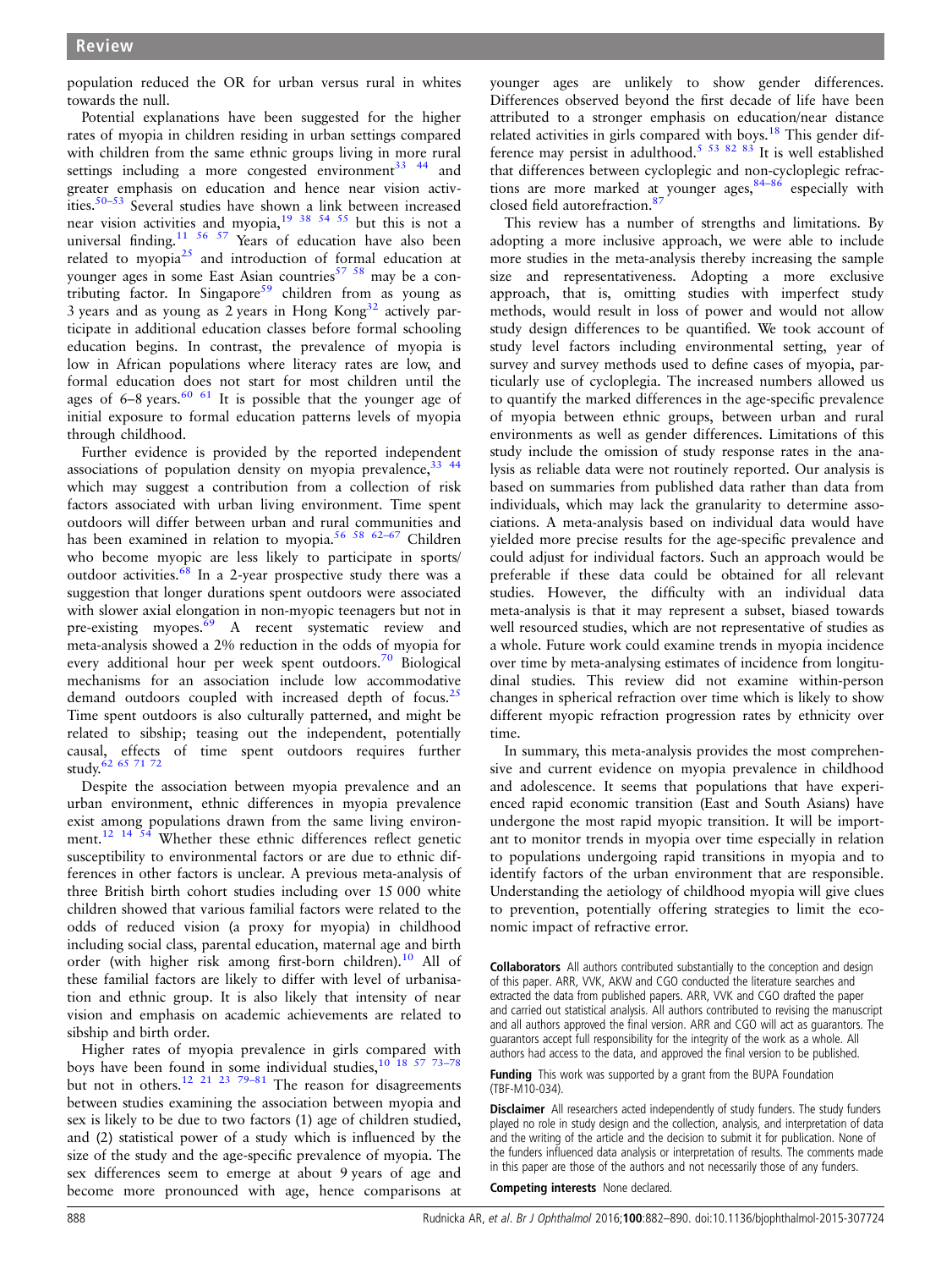population reduced the OR for urban versus rural in whites towards the null.

Potential explanations have been suggested for the higher rates of myopia in children residing in urban settings compared with children from the same ethnic groups living in more rural settings including a more congested environment[33 44] and greater emphasis on education and hence near vision activities.[50–53] Several studies have shown a link between increased near vision activities and myopia,[19 38 54 55] but this is not a universal finding.[11 56 57] Years of education have also been related to myopia[25] and introduction of formal education at younger ages in some East Asian countries[57 58] may be a contributing factor. In Singapore[59] children from as young as 3 years and as young as 2 years in Hong Kong[32] actively participate in additional education classes before formal schooling education begins. In contrast, the prevalence of myopia is low in African populations where literacy rates are low, and formal education does not start for most children until the ages of 6–8 years.[60 61] It is possible that the younger age of initial exposure to formal education patterns levels of myopia through childhood.

Further evidence is provided by the reported independent associations of population density on myopia prevalence,[33 44] which may suggest a contribution from a collection of risk factors associated with urban living environment. Time spent outdoors will differ between urban and rural communities and has been examined in relation to myopia.[56 58 62–67] Children who become myopic are less likely to participate in sports/outdoor activities.[68] In a 2-year prospective study there was a suggestion that longer durations spent outdoors were associated with slower axial elongation in non-myopic teenagers but not in pre-existing myopes.[69] A recent systematic review and meta-analysis showed a 2% reduction in the odds of myopia for every additional hour per week spent outdoors.[70] Biological mechanisms for an association include low accommodative demand outdoors coupled with increased depth of focus.[25] Time spent outdoors is also culturally patterned, and might be related to sibship; teasing out the independent, potentially causal, effects of time spent outdoors requires further study.[62 65 71 72]

Despite the association between myopia prevalence and an urban environment, ethnic differences in myopia prevalence exist among populations drawn from the same living environment.[12 14 54] Whether these ethnic differences reflect genetic susceptibility to environmental factors or are due to ethnic differences in other factors is unclear. A previous meta-analysis of three British birth cohort studies including over 15 000 white children showed that various familial factors were related to the odds of reduced vision (a proxy for myopia) in childhood including social class, parental education, maternal age and birth order (with higher risk among first-born children).[10] All of these familial factors are likely to differ with level of urbanisation and ethnic group. It is also likely that intensity of near vision and emphasis on academic achievements are related to sibship and birth order.

Higher rates of myopia prevalence in girls compared with boys have been found in some individual studies,[10 18 57 73–78] but not in others.[12 21 23 79–81] The reason for disagreements between studies examining the association between myopia and sex is likely to be due to two factors (1) age of children studied, and (2) statistical power of a study which is influenced by the size of the study and the age-specific prevalence of myopia. The sex differences seem to emerge at about 9 years of age and become more pronounced with age, hence comparisons at younger ages are unlikely to show gender differences. Differences observed beyond the first decade of life have been attributed to a stronger emphasis on education/near distance related activities in girls compared with boys.[18] This gender difference may persist in adulthood.[5 53 82 83] It is well established that differences between cycloplegic and non-cycloplegic refractions are more marked at younger ages,[84–86] especially with closed field autorefraction.[87]

This review has a number of strengths and limitations. By adopting a more inclusive approach, we were able to include more studies in the meta-analysis thereby increasing the sample size and representativeness. Adopting a more exclusive approach, that is, omitting studies with imperfect study methods, would result in loss of power and would not allow study design differences to be quantified. We took account of study level factors including environmental setting, year of survey and survey methods used to define cases of myopia, particularly use of cycloplegia. The increased numbers allowed us to quantify the marked differences in the age-specific prevalence of myopia between ethnic groups, between urban and rural environments as well as gender differences. Limitations of this study include the omission of study response rates in the analysis as reliable data were not routinely reported. Our analysis is based on summaries from published data rather than data from individuals, which may lack the granularity to determine associations. A meta-analysis based on individual data would have yielded more precise results for the age-specific prevalence and could adjust for individual factors. Such an approach would be preferable if these data could be obtained for all relevant studies. However, the difficulty with an individual data meta-analysis is that it may represent a subset, biased towards well resourced studies, which are not representative of studies as a whole. Future work could examine trends in myopia incidence over time by meta-analysing estimates of incidence from longitudinal studies. This review did not examine within-person changes in spherical refraction over time which is likely to show different myopic refraction progression rates by ethnicity over time.

In summary, this meta-analysis provides the most comprehensive and current evidence on myopia prevalence in childhood and adolescence. It seems that populations that have experienced rapid economic transition (East and South Asians) have undergone the most rapid myopic transition. It will be important to monitor trends in myopia over time especially in relation to populations undergoing rapid transitions in myopia and to identify factors of the urban environment that are responsible. Understanding the aetiology of childhood myopia will give clues to prevention, potentially offering strategies to limit the economic impact of refractive error.

**Collaborators** All authors contributed substantially to the conception and design of this paper. ARR, VVK, AKW and CGO conducted the literature searches and extracted the data from published papers. ARR, VVK and CGO drafted the paper and carried out statistical analysis. All authors contributed to revising the manuscript and all authors approved the final version. ARR and CGO will act as guarantors. The guarantors accept full responsibility for the integrity of the work as a whole. All authors had access to the data, and approved the final version to be published.

**Funding** This work was supported by a grant from the BUPA Foundation (TBF-M10-034).

**Disclaimer** All researchers acted independently of study funders. The study funders played no role in study design and the collection, analysis, and interpretation of data and the writing of the article and the decision to submit it for publication. None of the funders influenced data analysis or interpretation of results. The comments made in this paper are those of the authors and not necessarily those of any funders.

**Competing interests** None declared.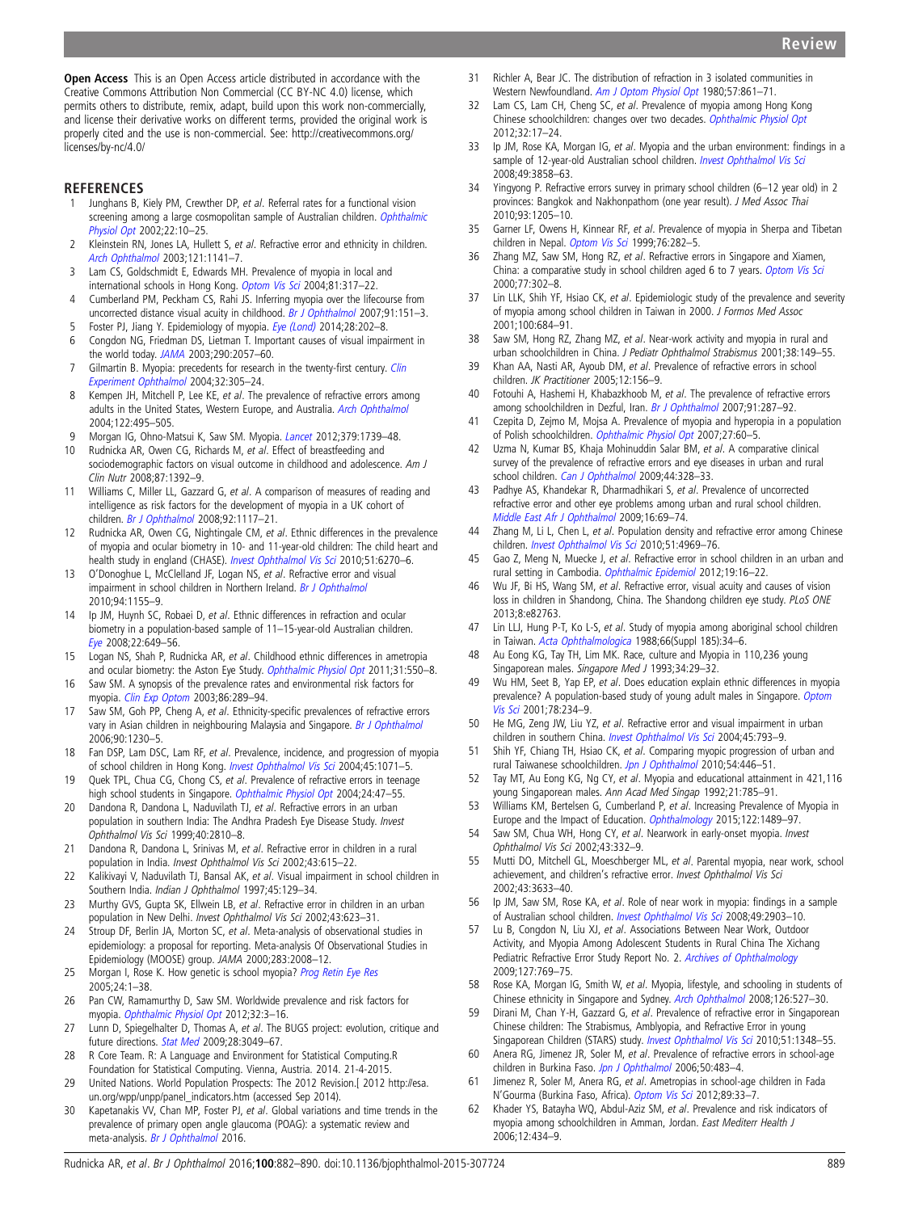**Open Access** This is an Open Access article distributed in accordance with the Creative Commons Attribution Non Commercial (CC BY-NC 4.0) license, which permits others to distribute, remix, adapt, build upon this work non-commercially, and license their derivative works on different terms, provided the original work is properly cited and the use is non-commercial. See: http://creativecommons.org/licenses/by-nc/4.0/

## REFERENCES

1. Junghans B, Kiely PM, Crewther DP, *et al*. Referral rates for a functional vision screening among a large cosmopolitan sample of Australian children. *Ophthalmic Physiol Opt* 2002;22:10–25.
2. Kleinstein RN, Jones LA, Hullett S, *et al*. Refractive error and ethnicity in children. *Arch Ophthalmol* 2003;121:1141–7.
3. Lam CS, Goldschmidt E, Edwards MH. Prevalence of myopia in local and international schools in Hong Kong. *Optom Vis Sci* 2004;81:317–22.
4. Cumberland PM, Peckham CS, Rahi JS. Inferring myopia over the lifecourse from uncorrected distance visual acuity in childhood. *Br J Ophthalmol* 2007;91:151–3.
5. Foster PJ, Jiang Y. Epidemiology of myopia. *Eye (Lond)* 2014;28:202–8.
6. Congdon NG, Friedman DS, Lietman T. Important causes of visual impairment in the world today. *JAMA* 2003;290:2057–60.
7. Gilmartin B. Myopia: precedents for research in the twenty-first century. *Clin Experiment Ophthalmol* 2004;32:305–24.
8. Kempen JH, Mitchell P, Lee KE, *et al*. The prevalence of refractive errors among adults in the United States, Western Europe, and Australia. *Arch Ophthalmol* 2004;122:495–505.
9. Morgan IG, Ohno-Matsui K, Saw SM. Myopia. *Lancet* 2012;379:1739–48.
10. Rudnicka AR, Owen CG, Richards M, *et al*. Effect of breastfeeding and sociodemographic factors on visual outcome in childhood and adolescence. *Am J Clin Nutr* 2008;87:1392–9.
11. Williams C, Miller LL, Gazzard G, *et al*. A comparison of measures of reading and intelligence as risk factors for the development of myopia in a UK cohort of children. *Br J Ophthalmol* 2008;92:1117–21.
12. Rudnicka AR, Owen CG, Nightingale CM, *et al*. Ethnic differences in the prevalence of myopia and ocular biometry in 10- and 11-year-old children: The child heart and health study in england (CHASE). *Invest Ophthalmol Vis Sci* 2010;51:6270–6.
13. O'Donoghue L, McClelland JF, Logan NS, *et al*. Refractive error and visual impairment in school children in Northern Ireland. *Br J Ophthalmol* 2010;94:1155–9.
14. Ip JM, Huynh SC, Robaei D, *et al*. Ethnic differences in refraction and ocular biometry in a population-based sample of 11–15-year-old Australian children. *Eye* 2008;22:649–56.
15. Logan NS, Shah P, Rudnicka AR, *et al*. Childhood ethnic differences in ametropia and ocular biometry: the Aston Eye Study. *Ophthalmic Physiol Opt* 2011;31:550–8.
16. Saw SM. A synopsis of the prevalence rates and environmental risk factors for myopia. *Clin Exp Optom* 2003;86:289–94.
17. Saw SM, Goh PP, Cheng A, *et al*. Ethnicity-specific prevalences of refractive errors vary in Asian children in neighbouring Malaysia and Singapore. *Br J Ophthalmol* 2006;90:1230–5.
18. Fan DSP, Lam DSC, Lam RF, *et al*. Prevalence, incidence, and progression of myopia of school children in Hong Kong. *Invest Ophthalmol Vis Sci* 2004;45:1071–5.
19. Quek TPL, Chua CG, Chong CS, *et al*. Prevalence of refractive errors in teenage high school students in Singapore. *Ophthalmic Physiol Opt* 2004;24:47–55.
20. Dandona R, Dandona L, Naduvilath TJ, *et al*. Refractive errors in an urban population in southern India: The Andhra Pradesh Eye Disease Study. *Invest Ophthalmol Vis Sci* 1999;40:2810–8.
21. Dandona R, Dandona L, Srinivas M, *et al*. Refractive error in children in a rural population in India. *Invest Ophthalmol Vis Sci* 2002;43:615–22.
22. Kalikivayi V, Naduvilath TJ, Bansal AK, *et al*. Visual impairment in school children in Southern India. *Indian J Ophthalmol* 1997;45:129–34.
23. Murthy GVS, Gupta SK, Ellwein LB, *et al*. Refractive error in children in an urban population in New Delhi. *Invest Ophthalmol Vis Sci* 2002;43:623–31.
24. Stroup DF, Berlin JA, Morton SC, *et al*. Meta-analysis of observational studies in epidemiology: a proposal for reporting. Meta-analysis Of Observational Studies in Epidemiology (MOOSE) group. *JAMA* 2000;283:2008–12.
25. Morgan I, Rose K. How genetic is school myopia? *Prog Retin Eye Res* 2005;24:1–38.
26. Pan CW, Ramamurthy D, Saw SM. Worldwide prevalence and risk factors for myopia. *Ophthalmic Physiol Opt* 2012;32:3–16.
27. Lunn D, Spiegelhalter D, Thomas A, *et al*. The BUGS project: evolution, critique and future directions. *Stat Med* 2009;28:3049–67.
28. R Core Team. R: A Language and Environment for Statistical Computing.R Foundation for Statistical Computing. Vienna, Austria. 2014. 21-4-2015.
29. United Nations. World Population Prospects: The 2012 Revision.[ 2012 http://esa.un.org/wpp/unpp/panel_indicators.htm (accessed Sep 2014).
30. Kapetanakis VV, Chan MP, Foster PJ, *et al*. Global variations and time trends in the prevalence of primary open angle glaucoma (POAG): a systematic review and meta-analysis. *Br J Ophthalmol* 2016.
31. Richler A, Bear JC. The distribution of refraction in 3 isolated communities in Western Newfoundland. *Am J Optom Physiol Opt* 1980;57:861–71.
32. Lam CS, Lam CH, Cheng SC, *et al*. Prevalence of myopia among Hong Kong Chinese schoolchildren: changes over two decades. *Ophthalmic Physiol Opt* 2012;32:17–24.
33. Ip JM, Rose KA, Morgan IG, *et al*. Myopia and the urban environment: findings in a sample of 12-year-old Australian school children. *Invest Ophthalmol Vis Sci* 2008;49:3858–63.
34. Yingyong P. Refractive errors survey in primary school children (6–12 year old) in 2 provinces: Bangkok and Nakhonpathom (one year result). *J Med Assoc Thai* 2010;93:1205–10.
35. Garner LF, Owens H, Kinnear RF, *et al*. Prevalence of myopia in Sherpa and Tibetan children in Nepal. *Optom Vis Sci* 1999;76:282–5.
36. Zhang MZ, Saw SM, Hong RZ, *et al*. Refractive errors in Singapore and Xiamen, China: a comparative study in school children aged 6 to 7 years. *Optom Vis Sci* 2000;77:302–8.
37. Lin LLK, Shih YF, Hsiao CK, *et al*. Epidemiologic study of the prevalence and severity of myopia among school children in Taiwan in 2000. *J Formos Med Assoc* 2001;100:684–91.
38. Saw SM, Hong RZ, Zhang MZ, *et al*. Near-work activity and myopia in rural and urban schoolchildren in China. *J Pediatr Ophthalmol Strabismus* 2001;38:149–55.
39. Khan AA, Nasti AR, Ayoub DM, *et al*. Prevalence of refractive errors in school children. *JK Practitioner* 2005;12:156–9.
40. Fotouhi A, Hashemi H, Khabazkhoob M, *et al*. The prevalence of refractive errors among schoolchildren in Dezful, Iran. *Br J Ophthalmol* 2007;91:287–92.
41. Czepita D, Zejmo M, Mojsa A. Prevalence of myopia and hyperopia in a population of Polish schoolchildren. *Ophthalmic Physiol Opt* 2007;27:60–5.
42. Uzma N, Kumar BS, Khaja Mohinuddin Salar BM, *et al*. A comparative clinical survey of the prevalence of refractive errors and eye diseases in urban and rural school children. *Can J Ophthalmol* 2009;44:328–33.
43. Padhye AS, Khandekar R, Dharmadhikari S, *et al*. Prevalence of uncorrected refractive error and other eye problems among urban and rural school children. *Middle East Afr J Ophthalmol* 2009;16:69–74.
44. Zhang M, Li L, Chen L, *et al*. Population density and refractive error among Chinese children. *Invest Ophthalmol Vis Sci* 2010;51:4969–76.
45. Gao Z, Meng N, Muecke J, *et al*. Refractive error in school children in an urban and rural setting in Cambodia. *Ophthalmic Epidemiol* 2012;19:16–22.
46. Wu JF, Bi HS, Wang SM, *et al*. Refractive error, visual acuity and causes of vision loss in children in Shandong, China. The Shandong children eye study. *PLoS ONE* 2013;8:e82763.
47. Lin LLJ, Hung P-T, Ko L-S, *et al*. Study of myopia among aboriginal school children in Taiwan. *Acta Ophthalmologica* 1988;66(Suppl 185):34–6.
48. Au Eong KG, Tay TH, Lim MK. Race, culture and Myopia in 110,236 young Singaporean males. *Singapore Med J* 1993;34:29–32.
49. Wu HM, Seet B, Yap EP, *et al*. Does education explain ethnic differences in myopia prevalence? A population-based study of young adult males in Singapore. *Optom Vis Sci* 2001;78:234–9.
50. He MG, Zeng JW, Liu YZ, *et al*. Refractive error and visual impairment in urban children in southern China. *Invest Ophthalmol Vis Sci* 2004;45:793–9.
51. Shih YF, Chiang TH, Hsiao CK, *et al*. Comparing myopic progression of urban and rural Taiwanese schoolchildren. *Jpn J Ophthalmol* 2010;54:446–51.
52. Tay MT, Au Eong KG, Ng CY, *et al*. Myopia and educational attainment in 421,116 young Singaporean males. *Ann Acad Med Singap* 1992;21:785–91.
53. Williams KM, Bertelsen G, Cumberland P, *et al*. Increasing Prevalence of Myopia in Europe and the Impact of Education. *Ophthalmology* 2015;122:1489–97.
54. Saw SM, Chua WH, Hong CY, *et al*. Nearwork in early-onset myopia. *Invest Ophthalmol Vis Sci* 2002;43:332–9.
55. Mutti DO, Mitchell GL, Moeschberger ML, *et al*. Parental myopia, near work, school achievement, and children's refractive error. *Invest Ophthalmol Vis Sci* 2002;43:3633–40.
56. Ip JM, Saw SM, Rose KA, *et al*. Role of near work in myopia: findings in a sample of Australian school children. *Invest Ophthalmol Vis Sci* 2008;49:2903–10.
57. Lu B, Congdon N, Liu XJ, *et al*. Associations Between Near Work, Outdoor Activity, and Myopia Among Adolescent Students in Rural China The Xichang Pediatric Refractive Error Study Report No. 2. *Archives of Ophthalmology* 2009;127:769–75.
58. Rose KA, Morgan IG, Smith W, *et al*. Myopia, lifestyle, and schooling in students of Chinese ethnicity in Singapore and Sydney. *Arch Ophthalmol* 2008;126:527–30.
59. Dirani M, Chan Y-H, Gazzard G, *et al*. Prevalence of refractive error in Singaporean Chinese children: The Strabismus, Amblyopia, and Refractive Error in young Singaporean Children (STARS) study. *Invest Ophthalmol Vis Sci* 2010;51:1348–55.
60. Anera RG, Jimenez JR, Soler M, *et al*. Prevalence of refractive errors in school-age children in Burkina Faso. *Jpn J Ophthalmol* 2006;50:483–4.
61. Jimenez R, Soler M, Anera RG, *et al*. Ametropias in school-age children in Fada N'Gourma (Burkina Faso, Africa). *Optom Vis Sci* 2012;89:33–7.
62. Khader YS, Batayha WQ, Abdul-Aziz SM, *et al*. Prevalence and risk indicators of myopia among schoolchildren in Amman, Jordan. *East Mediterr Health J* 2006;12:434–9.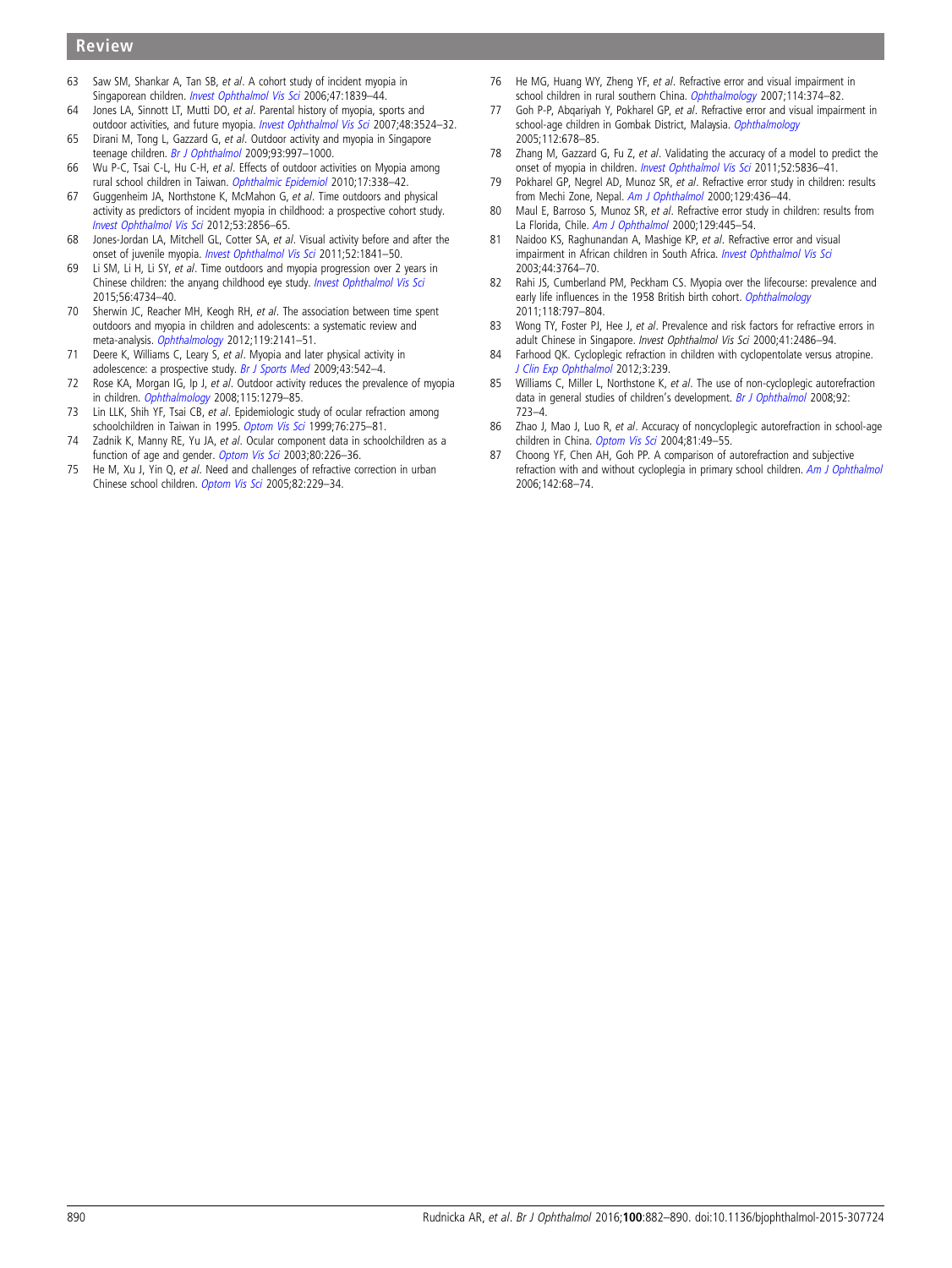63. Saw SM, Shankar A, Tan SB, *et al*. A cohort study of incident myopia in Singaporean children. *Invest Ophthalmol Vis Sci* 2006;47:1839–44.
64. Jones LA, Sinnott LT, Mutti DO, *et al*. Parental history of myopia, sports and outdoor activities, and future myopia. *Invest Ophthalmol Vis Sci* 2007;48:3524–32.
65. Dirani M, Tong L, Gazzard G, *et al*. Outdoor activity and myopia in Singapore teenage children. *Br J Ophthalmol* 2009;93:997–1000.
66. Wu P-C, Tsai C-L, Hu C-H, *et al*. Effects of outdoor activities on Myopia among rural school children in Taiwan. *Ophthalmic Epidemiol* 2010;17:338–42.
67. Guggenheim JA, Northstone K, McMahon G, *et al*. Time outdoors and physical activity as predictors of incident myopia in childhood: a prospective cohort study. *Invest Ophthalmol Vis Sci* 2012;53:2856–65.
68. Jones-Jordan LA, Mitchell GL, Cotter SA, *et al*. Visual activity before and after the onset of juvenile myopia. *Invest Ophthalmol Vis Sci* 2011;52:1841–50.
69. Li SM, Li H, Li SY, *et al*. Time outdoors and myopia progression over 2 years in Chinese children: the anyang childhood eye study. *Invest Ophthalmol Vis Sci* 2015;56:4734–40.
70. Sherwin JC, Reacher MH, Keogh RH, *et al*. The association between time spent outdoors and myopia in children and adolescents: a systematic review and meta-analysis. *Ophthalmology* 2012;119:2141–51.
71. Deere K, Williams C, Leary S, *et al*. Myopia and later physical activity in adolescence: a prospective study. *Br J Sports Med* 2009;43:542–4.
72. Rose KA, Morgan IG, Ip J, *et al*. Outdoor activity reduces the prevalence of myopia in children. *Ophthalmology* 2008;115:1279–85.
73. Lin LLK, Shih YF, Tsai CB, *et al*. Epidemiologic study of ocular refraction among schoolchildren in Taiwan in 1995. *Optom Vis Sci* 1999;76:275–81.
74. Zadnik K, Manny RE, Yu JA, *et al*. Ocular component data in schoolchildren as a function of age and gender. *Optom Vis Sci* 2003;80:226–36.
75. He M, Xu J, Yin Q, *et al*. Need and challenges of refractive correction in urban Chinese school children. *Optom Vis Sci* 2005;82:229–34.
76. He MG, Huang WY, Zheng YF, *et al*. Refractive error and visual impairment in school children in rural southern China. *Ophthalmology* 2007;114:374–82.
77. Goh P-P, Abqariyah Y, Pokharel GP, *et al*. Refractive error and visual impairment in school-age children in Gombak District, Malaysia. *Ophthalmology* 2005;112:678–85.
78. Zhang M, Gazzard G, Fu Z, *et al*. Validating the accuracy of a model to predict the onset of myopia in children. *Invest Ophthalmol Vis Sci* 2011;52:5836–41.
79. Pokharel GP, Negrel AD, Munoz SR, *et al*. Refractive error study in children: results from Mechi Zone, Nepal. *Am J Ophthalmol* 2000;129:436–44.
80. Maul E, Barroso S, Munoz SR, *et al*. Refractive error study in children: results from La Florida, Chile. *Am J Ophthalmol* 2000;129:445–54.
81. Naidoo KS, Raghunandan A, Mashige KP, *et al*. Refractive error and visual impairment in African children in South Africa. *Invest Ophthalmol Vis Sci* 2003;44:3764–70.
82. Rahi JS, Cumberland PM, Peckham CS. Myopia over the lifecourse: prevalence and early life influences in the 1958 British birth cohort. *Ophthalmology* 2011;118:797–804.
83. Wong TY, Foster PJ, Hee J, *et al*. Prevalence and risk factors for refractive errors in adult Chinese in Singapore. *Invest Ophthalmol Vis Sci* 2000;41:2486–94.
84. Farhood QK. Cycloplegic refraction in children with cyclopentolate versus atropine. *J Clin Exp Ophthalmol* 2012;3:239.
85. Williams C, Miller L, Northstone K, *et al*. The use of non-cycloplegic autorefraction data in general studies of children's development. *Br J Ophthalmol* 2008;92:723–4.
86. Zhao J, Mao J, Luo R, *et al*. Accuracy of noncycloplegic autorefraction in school-age children in China. *Optom Vis Sci* 2004;81:49–55.
87. Choong YF, Chen AH, Goh PP. A comparison of autorefraction and subjective refraction with and without cycloplegia in primary school children. *Am J Ophthalmol* 2006;142:68–74.